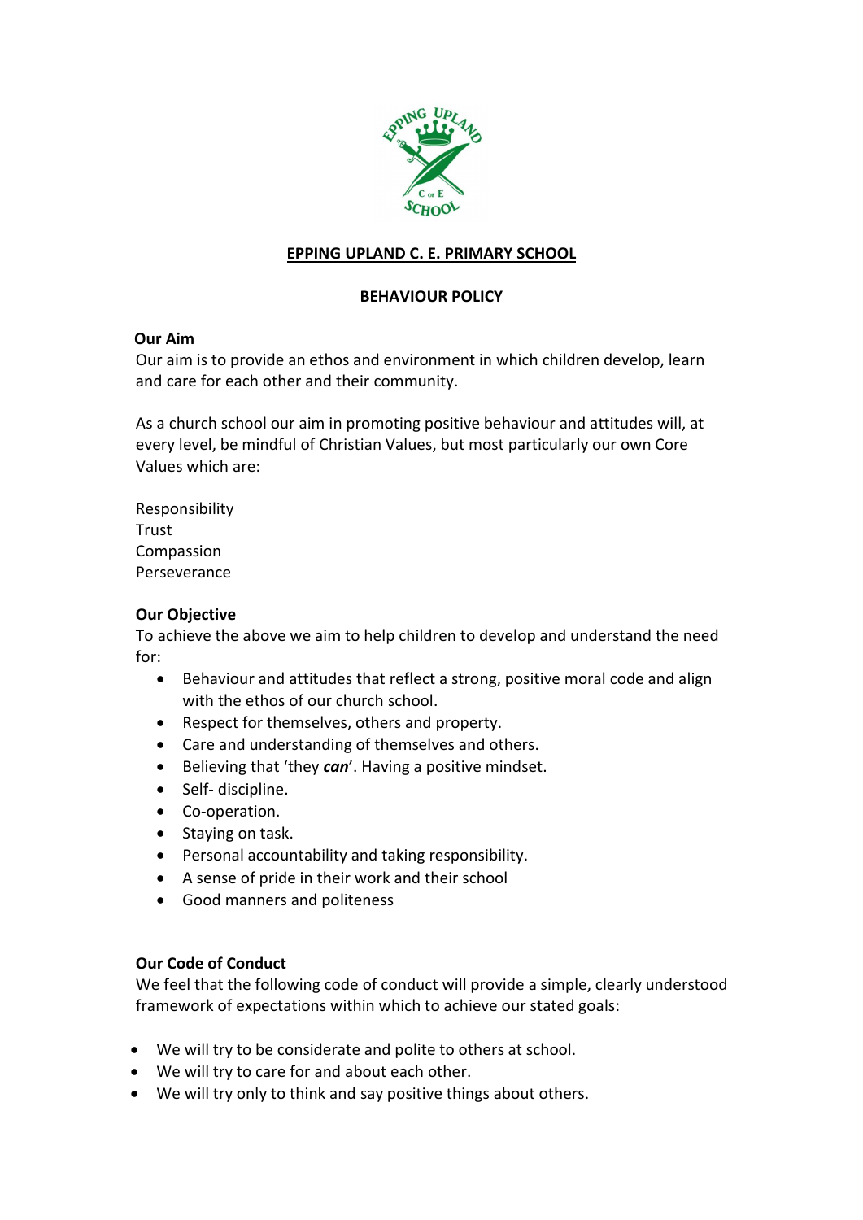# EPPING UPLAND C. E. PRIMARY SCHOOL

## BEHAVIOUR POLICY

### Our Aim

Our aim is to provide an ethos and environment in which children develop, learn and care for each other and their community.

As a church school our aim in promoting positive behaviour and attitudes will, at every level, be mindful of Christian Values, but most particularly our own Core Values which are:

Responsibility
Trust
Compassion
Perseverance

### Our Objective

To achieve the above we aim to help children to develop and understand the need for:

- Behaviour and attitudes that reflect a strong, positive moral code and align with the ethos of our church school.
- Respect for themselves, others and property.
- Care and understanding of themselves and others.
- Believing that 'they ***can***'. Having a positive mindset.
- Self- discipline.
- Co-operation.
- Staying on task.
- Personal accountability and taking responsibility.
- A sense of pride in their work and their school
- Good manners and politeness

### Our Code of Conduct

We feel that the following code of conduct will provide a simple, clearly understood framework of expectations within which to achieve our stated goals:

- We will try to be considerate and polite to others at school.
- We will try to care for and about each other.
- We will try only to think and say positive things about others.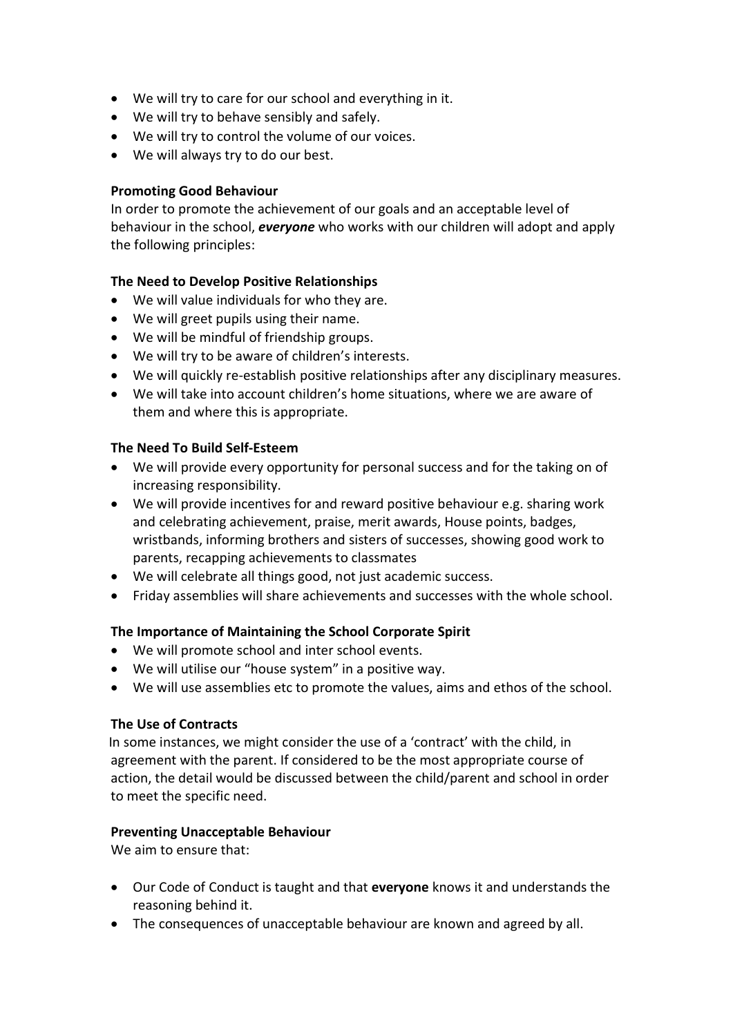- We will try to care for our school and everything in it.
- We will try to behave sensibly and safely.
- We will try to control the volume of our voices.
- We will always try to do our best.

**Promoting Good Behaviour**

In order to promote the achievement of our goals and an acceptable level of behaviour in the school, ***everyone*** who works with our children will adopt and apply the following principles:

**The Need to Develop Positive Relationships**

- We will value individuals for who they are.
- We will greet pupils using their name.
- We will be mindful of friendship groups.
- We will try to be aware of children's interests.
- We will quickly re-establish positive relationships after any disciplinary measures.
- We will take into account children's home situations, where we are aware of them and where this is appropriate.

**The Need To Build Self-Esteem**

- We will provide every opportunity for personal success and for the taking on of increasing responsibility.
- We will provide incentives for and reward positive behaviour e.g. sharing work and celebrating achievement, praise, merit awards, House points, badges, wristbands, informing brothers and sisters of successes, showing good work to parents, recapping achievements to classmates
- We will celebrate all things good, not just academic success.
- Friday assemblies will share achievements and successes with the whole school.

**The Importance of Maintaining the School Corporate Spirit**

- We will promote school and inter school events.
- We will utilise our "house system" in a positive way.
- We will use assemblies etc to promote the values, aims and ethos of the school.

**The Use of Contracts**

In some instances, we might consider the use of a 'contract' with the child, in agreement with the parent. If considered to be the most appropriate course of action, the detail would be discussed between the child/parent and school in order to meet the specific need.

**Preventing Unacceptable Behaviour**

We aim to ensure that:

- Our Code of Conduct is taught and that **everyone** knows it and understands the reasoning behind it.
- The consequences of unacceptable behaviour are known and agreed by all.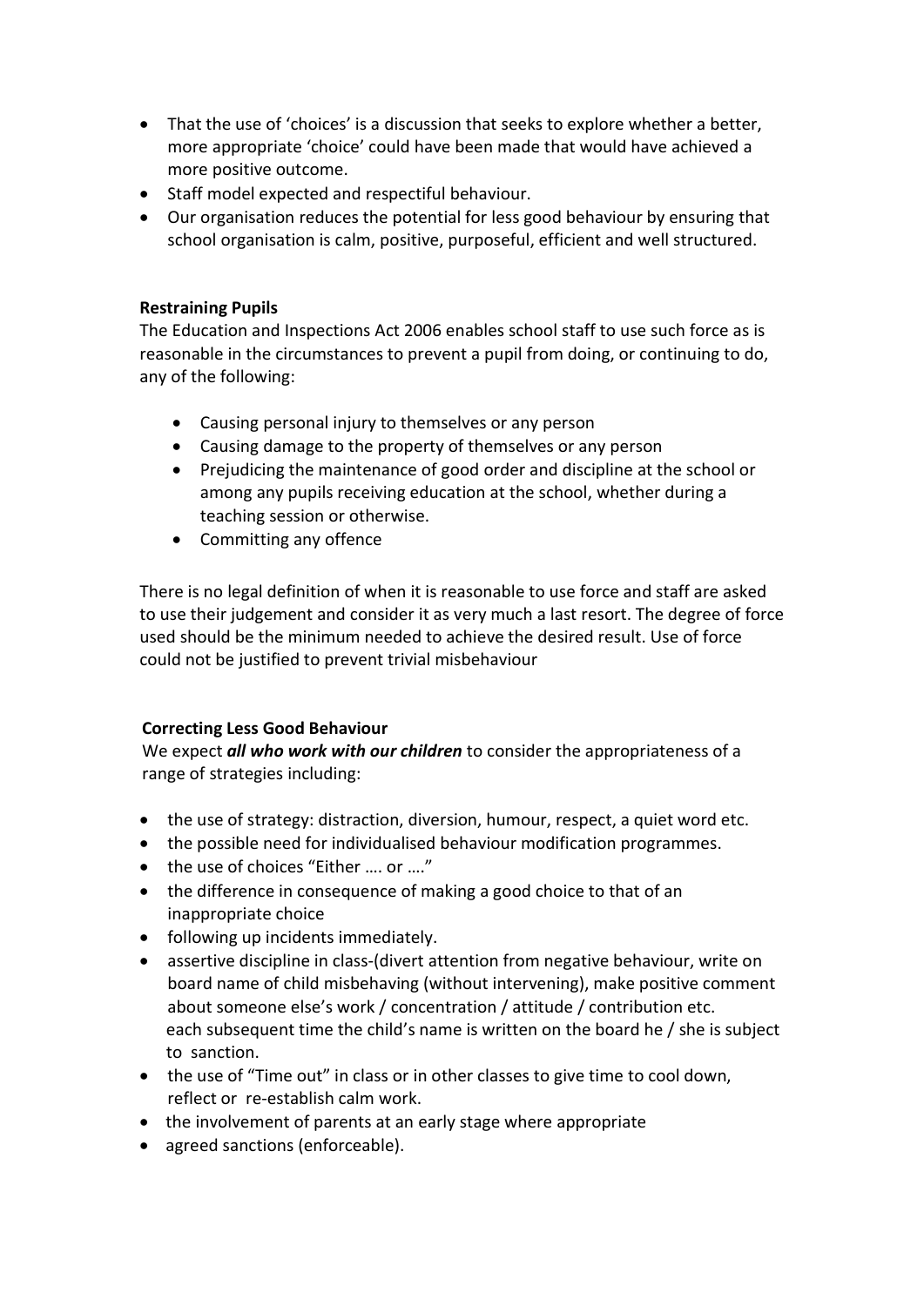- That the use of 'choices' is a discussion that seeks to explore whether a better, more appropriate 'choice' could have been made that would have achieved a more positive outcome.
- Staff model expected and respectiful behaviour.
- Our organisation reduces the potential for less good behaviour by ensuring that school organisation is calm, positive, purposeful, efficient and well structured.

**Restraining Pupils**

The Education and Inspections Act 2006 enables school staff to use such force as is reasonable in the circumstances to prevent a pupil from doing, or continuing to do, any of the following:

- Causing personal injury to themselves or any person
- Causing damage to the property of themselves or any person
- Prejudicing the maintenance of good order and discipline at the school or among any pupils receiving education at the school, whether during a teaching session or otherwise.
- Committing any offence

There is no legal definition of when it is reasonable to use force and staff are asked to use their judgement and consider it as very much a last resort. The degree of force used should be the minimum needed to achieve the desired result. Use of force could not be justified to prevent trivial misbehaviour

**Correcting Less Good Behaviour**

We expect ***all who work with our children*** to consider the appropriateness of a range of strategies including:

- the use of strategy: distraction, diversion, humour, respect, a quiet word etc.
- the possible need for individualised behaviour modification programmes.
- the use of choices "Either …. or …."
- the difference in consequence of making a good choice to that of an inappropriate choice
- following up incidents immediately.
- assertive discipline in class-(divert attention from negative behaviour, write on board name of child misbehaving (without intervening), make positive comment about someone else's work / concentration / attitude / contribution etc. each subsequent time the child's name is written on the board he / she is subject to sanction.
- the use of "Time out" in class or in other classes to give time to cool down, reflect or re-establish calm work.
- the involvement of parents at an early stage where appropriate
- agreed sanctions (enforceable).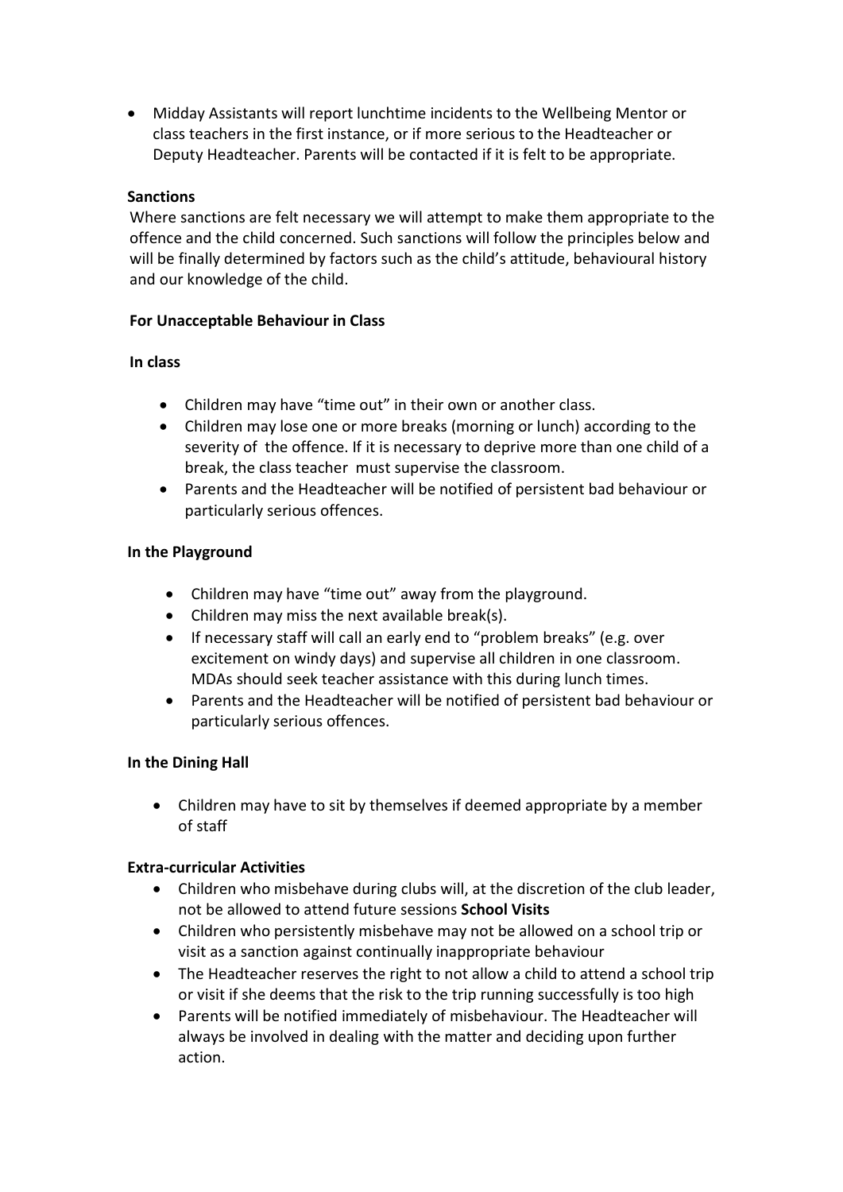- Midday Assistants will report lunchtime incidents to the Wellbeing Mentor or class teachers in the first instance, or if more serious to the Headteacher or Deputy Headteacher. Parents will be contacted if it is felt to be appropriate.

**Sanctions**

Where sanctions are felt necessary we will attempt to make them appropriate to the offence and the child concerned. Such sanctions will follow the principles below and will be finally determined by factors such as the child's attitude, behavioural history and our knowledge of the child.

**For Unacceptable Behaviour in Class**

**In class**

- Children may have "time out" in their own or another class.
- Children may lose one or more breaks (morning or lunch) according to the severity of the offence. If it is necessary to deprive more than one child of a break, the class teacher must supervise the classroom.
- Parents and the Headteacher will be notified of persistent bad behaviour or particularly serious offences.

**In the Playground**

- Children may have "time out" away from the playground.
- Children may miss the next available break(s).
- If necessary staff will call an early end to "problem breaks" (e.g. over excitement on windy days) and supervise all children in one classroom. MDAs should seek teacher assistance with this during lunch times.
- Parents and the Headteacher will be notified of persistent bad behaviour or particularly serious offences.

**In the Dining Hall**

- Children may have to sit by themselves if deemed appropriate by a member of staff

**Extra-curricular Activities**

- Children who misbehave during clubs will, at the discretion of the club leader, not be allowed to attend future sessions **School Visits**
- Children who persistently misbehave may not be allowed on a school trip or visit as a sanction against continually inappropriate behaviour
- The Headteacher reserves the right to not allow a child to attend a school trip or visit if she deems that the risk to the trip running successfully is too high
- Parents will be notified immediately of misbehaviour. The Headteacher will always be involved in dealing with the matter and deciding upon further action.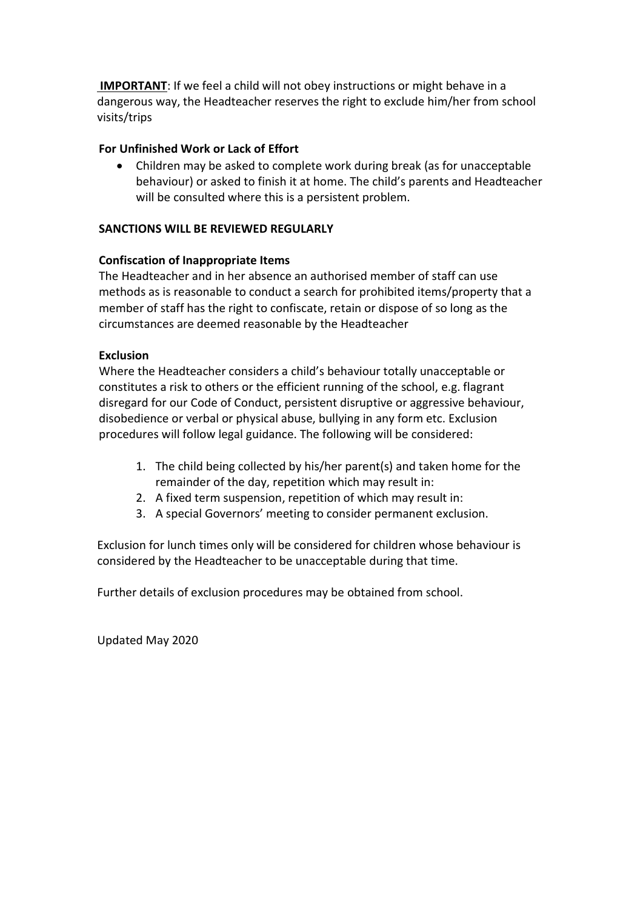**IMPORTANT**: If we feel a child will not obey instructions or might behave in a dangerous way, the Headteacher reserves the right to exclude him/her from school visits/trips

**For Unfinished Work or Lack of Effort**

- Children may be asked to complete work during break (as for unacceptable behaviour) or asked to finish it at home. The child's parents and Headteacher will be consulted where this is a persistent problem.

**SANCTIONS WILL BE REVIEWED REGULARLY**

**Confiscation of Inappropriate Items**

The Headteacher and in her absence an authorised member of staff can use methods as is reasonable to conduct a search for prohibited items/property that a member of staff has the right to confiscate, retain or dispose of so long as the circumstances are deemed reasonable by the Headteacher

**Exclusion**

Where the Headteacher considers a child's behaviour totally unacceptable or constitutes a risk to others or the efficient running of the school, e.g. flagrant disregard for our Code of Conduct, persistent disruptive or aggressive behaviour, disobedience or verbal or physical abuse, bullying in any form etc. Exclusion procedures will follow legal guidance. The following will be considered:

1. The child being collected by his/her parent(s) and taken home for the remainder of the day, repetition which may result in:
2. A fixed term suspension, repetition of which may result in:
3. A special Governors' meeting to consider permanent exclusion.

Exclusion for lunch times only will be considered for children whose behaviour is considered by the Headteacher to be unacceptable during that time.

Further details of exclusion procedures may be obtained from school.

Updated May 2020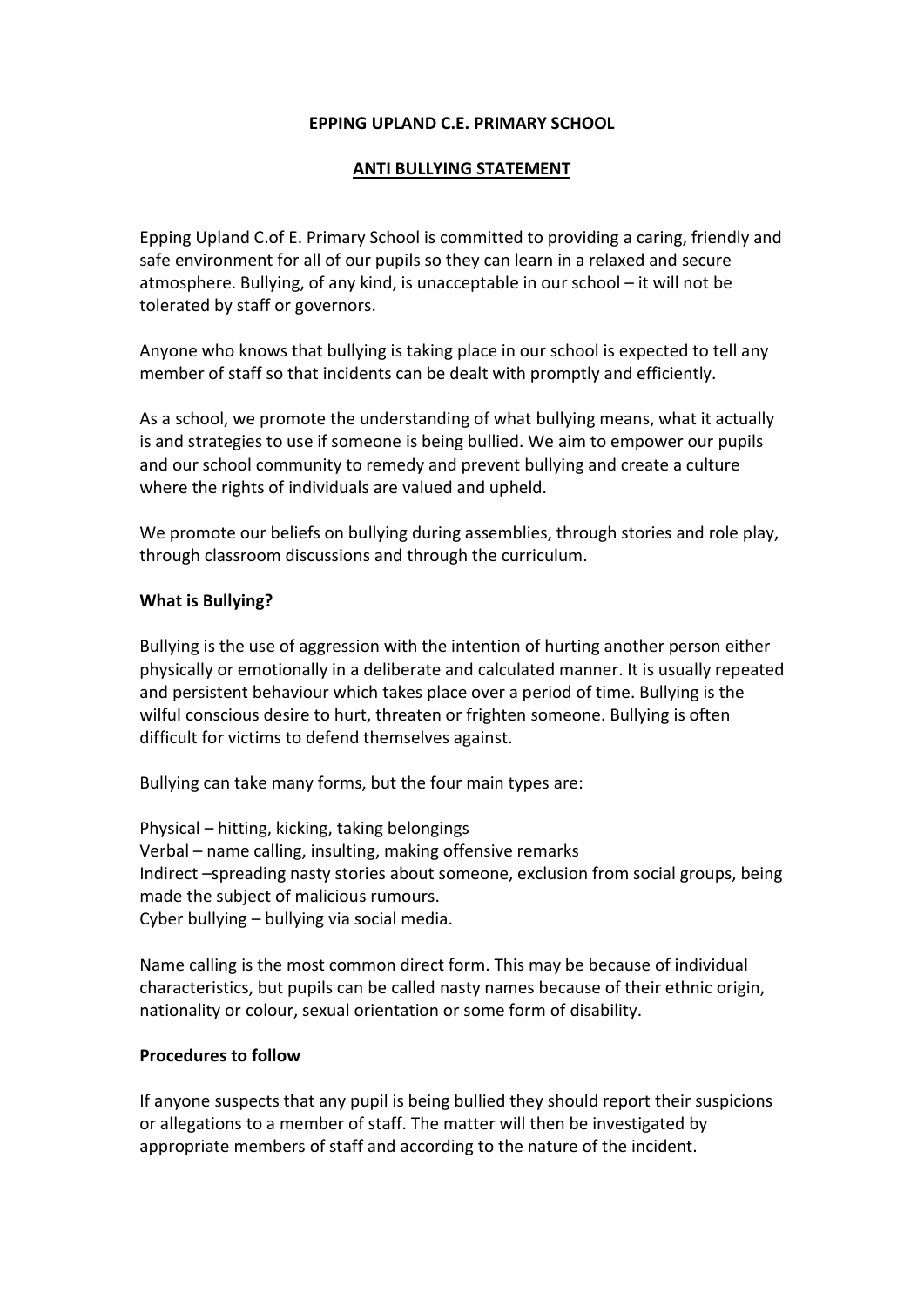**EPPING UPLAND C.E. PRIMARY SCHOOL**

**ANTI BULLYING STATEMENT**

Epping Upland C.of E. Primary School is committed to providing a caring, friendly and safe environment for all of our pupils so they can learn in a relaxed and secure atmosphere. Bullying, of any kind, is unacceptable in our school – it will not be tolerated by staff or governors.

Anyone who knows that bullying is taking place in our school is expected to tell any member of staff so that incidents can be dealt with promptly and efficiently.

As a school, we promote the understanding of what bullying means, what it actually is and strategies to use if someone is being bullied. We aim to empower our pupils and our school community to remedy and prevent bullying and create a culture where the rights of individuals are valued and upheld.

We promote our beliefs on bullying during assemblies, through stories and role play, through classroom discussions and through the curriculum.

**What is Bullying?**

Bullying is the use of aggression with the intention of hurting another person either physically or emotionally in a deliberate and calculated manner. It is usually repeated and persistent behaviour which takes place over a period of time. Bullying is the wilful conscious desire to hurt, threaten or frighten someone. Bullying is often difficult for victims to defend themselves against.

Bullying can take many forms, but the four main types are:

Physical – hitting, kicking, taking belongings
Verbal – name calling, insulting, making offensive remarks
Indirect –spreading nasty stories about someone, exclusion from social groups, being made the subject of malicious rumours.
Cyber bullying – bullying via social media.

Name calling is the most common direct form. This may be because of individual characteristics, but pupils can be called nasty names because of their ethnic origin, nationality or colour, sexual orientation or some form of disability.

**Procedures to follow**

If anyone suspects that any pupil is being bullied they should report their suspicions or allegations to a member of staff. The matter will then be investigated by appropriate members of staff and according to the nature of the incident.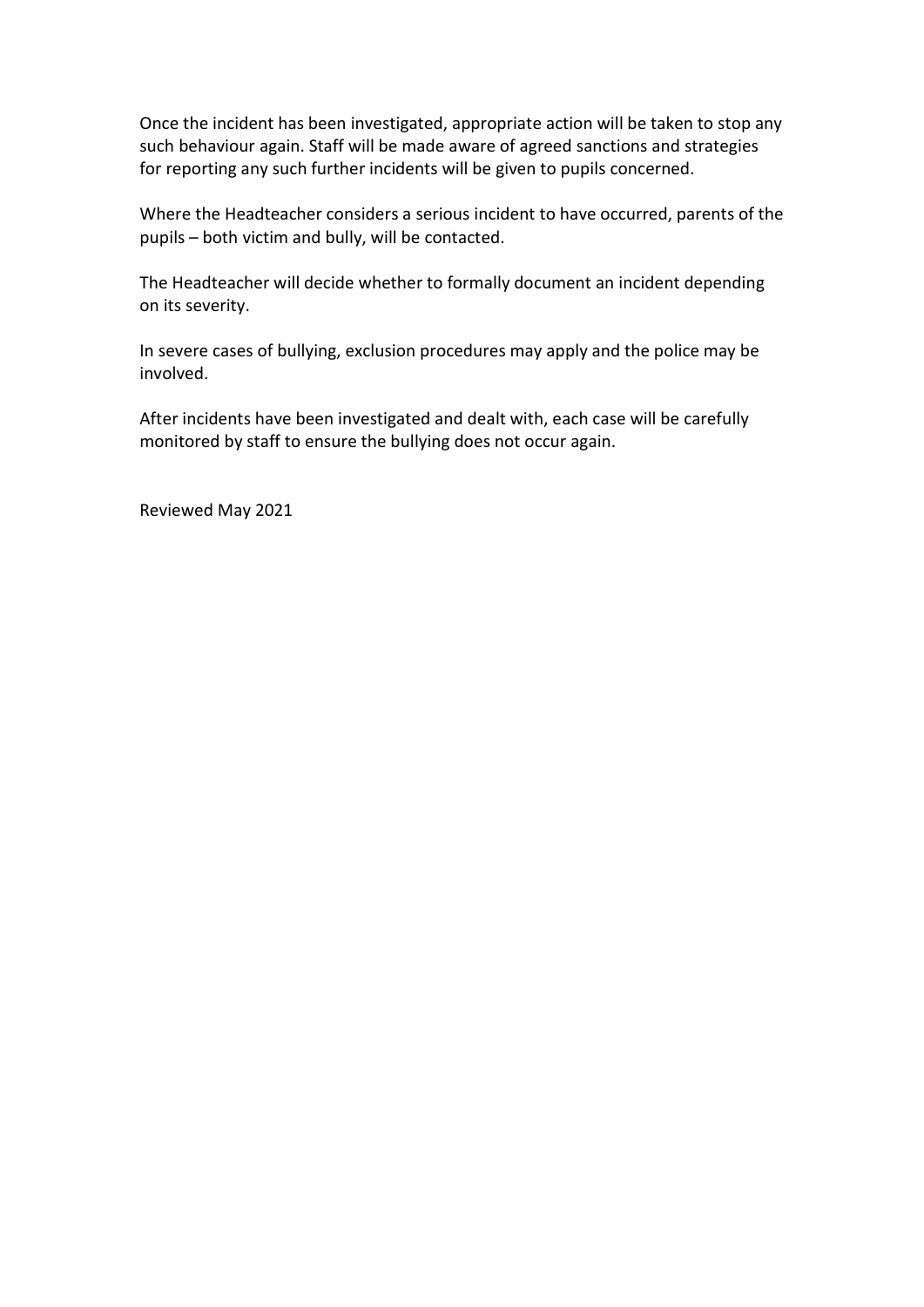Once the incident has been investigated, appropriate action will be taken to stop any such behaviour again. Staff will be made aware of agreed sanctions and strategies for reporting any such further incidents will be given to pupils concerned.

Where the Headteacher considers a serious incident to have occurred, parents of the pupils – both victim and bully, will be contacted.

The Headteacher will decide whether to formally document an incident depending on its severity.

In severe cases of bullying, exclusion procedures may apply and the police may be involved.

After incidents have been investigated and dealt with, each case will be carefully monitored by staff to ensure the bullying does not occur again.

Reviewed May 2021